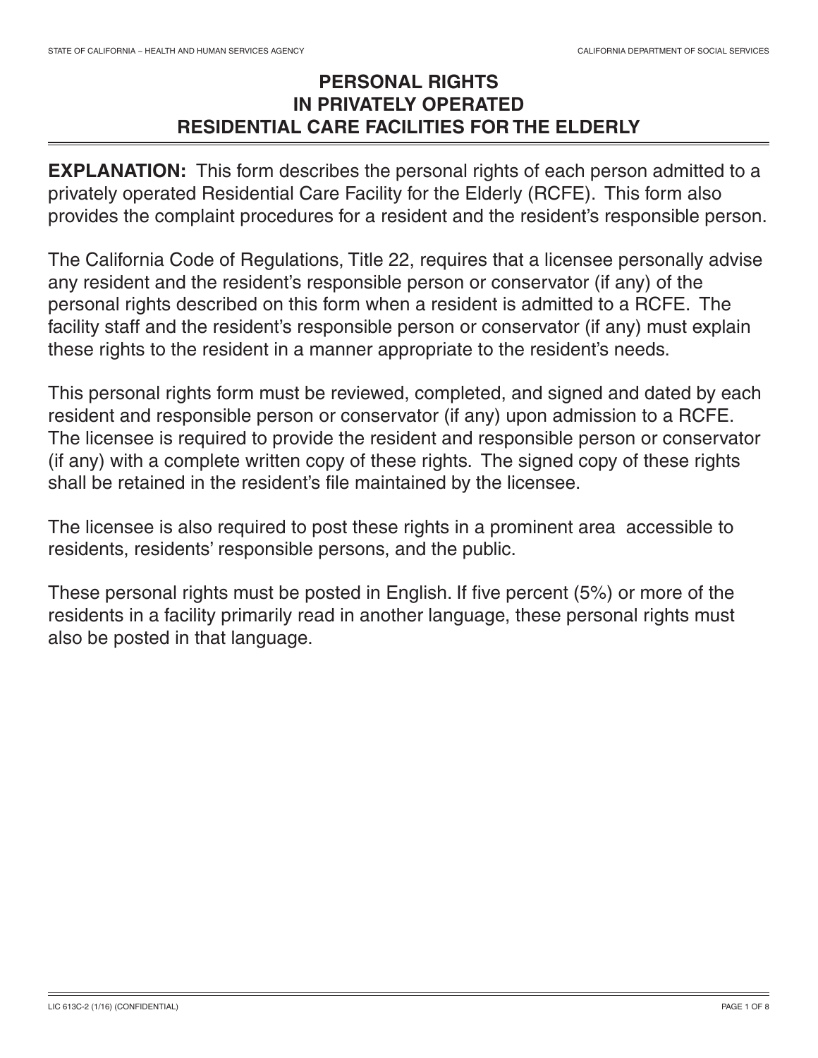# PERSONAL RIGHTS IN PRIVATELY OPERATED RESIDENTIAL CARE FACILITIES FOR THE ELDERLY

**EXPLANATION:** This form describes the personal rights of each person admitted to a privately operated Residential Care Facility for the Elderly (RCFE). This form also provides the complaint procedures for a resident and the resident's responsible person.

The California Code of Regulations, Title 22, requires that a licensee personally advise any resident and the resident's responsible person or conservator (if any) of the personal rights described on this form when a resident is admitted to a RCFE. The facility staff and the resident's responsible person or conservator (if any) must explain these rights to the resident in a manner appropriate to the resident's needs.

This personal rights form must be reviewed, completed, and signed and dated by each resident and responsible person or conservator (if any) upon admission to a RCFE. The licensee is required to provide the resident and responsible person or conservator (if any) with a complete written copy of these rights. The signed copy of these rights shall be retained in the resident's file maintained by the licensee.

The licensee is also required to post these rights in a prominent area accessible to residents, residents' responsible persons, and the public.

These personal rights must be posted in English. If five percent (5%) or more of the residents in a facility primarily read in another language, these personal rights must also be posted in that language.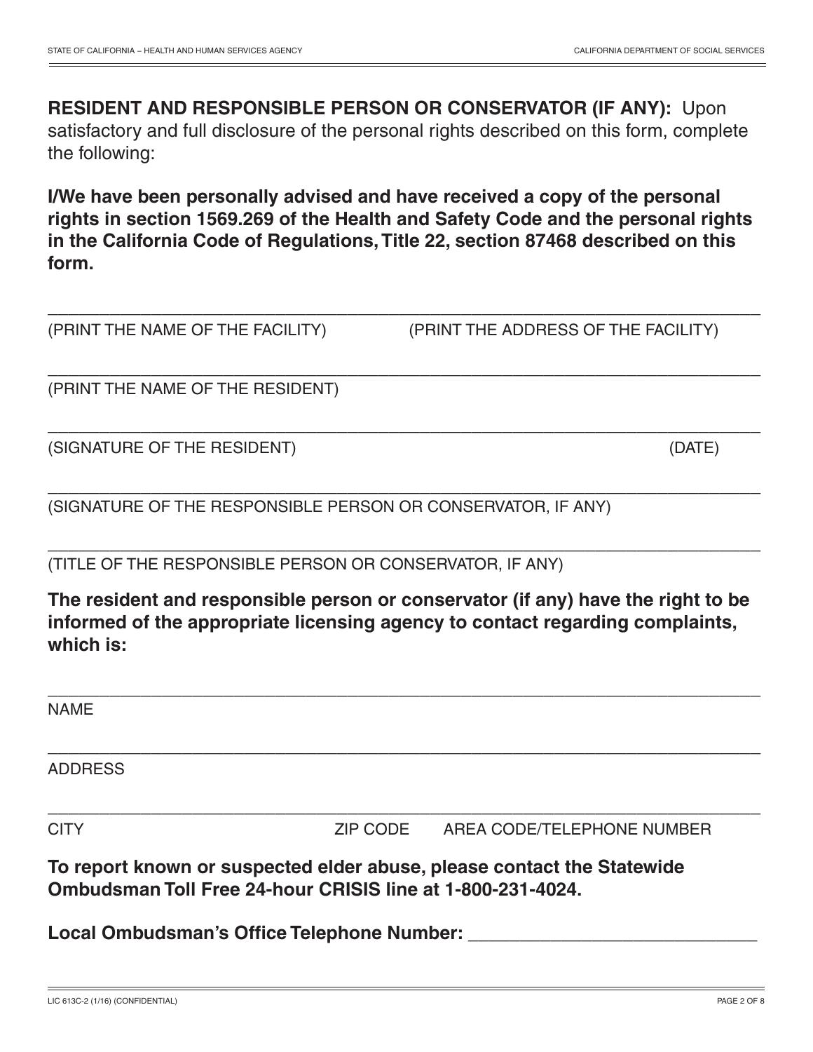**RESIDENT AND RESPONSIBLE PERSON OR CONSERVATOR (IF ANY):** Upon satisfactory and full disclosure of the personal rights described on this form, complete the following:

**I/We have been personally advised and have received a copy of the personal rights in section 1569.269 of the Health and Safety Code and the personal rights in the California Code of Regulations, Title 22, section 87468 described on this form.**

\_\_\_\_\_\_\_\_\_\_\_\_\_\_\_\_\_\_\_\_\_\_\_\_\_\_\_\_\_\_\_\_\_\_\_\_\_\_\_\_\_\_\_\_\_\_\_\_\_\_\_\_\_\_\_\_\_\_\_\_\_\_\_\_\_\_\_\_\_\_\_\_

(PRINT THE NAME OF THE FACILITY) (PRINT THE ADDRESS OF THE FACILITY)

\_\_\_\_\_\_\_\_\_\_\_\_\_\_\_\_\_\_\_\_\_\_\_\_\_\_\_\_\_\_\_\_\_\_\_\_\_\_\_\_\_\_\_\_\_\_\_\_\_\_\_\_\_\_\_\_\_\_\_\_\_\_\_\_\_\_\_\_\_\_\_\_

(PRINT THE NAME OF THE RESIDENT)

\_\_\_\_\_\_\_\_\_\_\_\_\_\_\_\_\_\_\_\_\_\_\_\_\_\_\_\_\_\_\_\_\_\_\_\_\_\_\_\_\_\_\_\_\_\_\_\_\_\_\_\_\_\_\_\_\_\_\_\_\_\_\_\_\_\_\_\_\_\_\_\_

(SIGNATURE OF THE RESIDENT) (DATE)

\_\_\_\_\_\_\_\_\_\_\_\_\_\_\_\_\_\_\_\_\_\_\_\_\_\_\_\_\_\_\_\_\_\_\_\_\_\_\_\_\_\_\_\_\_\_\_\_\_\_\_\_\_\_\_\_\_\_\_\_\_\_\_\_\_\_\_\_\_\_\_\_

(SIGNATURE OF THE RESPONSIBLE PERSON OR CONSERVATOR, IF ANY)

\_\_\_\_\_\_\_\_\_\_\_\_\_\_\_\_\_\_\_\_\_\_\_\_\_\_\_\_\_\_\_\_\_\_\_\_\_\_\_\_\_\_\_\_\_\_\_\_\_\_\_\_\_\_\_\_\_\_\_\_\_\_\_\_\_\_\_\_\_\_\_\_

(TITLE OF THE RESPONSIBLE PERSON OR CONSERVATOR, IF ANY)

**The resident and responsible person or conservator (if any) have the right to be informed of the appropriate licensing agency to contact regarding complaints, which is:**

\_\_\_\_\_\_\_\_\_\_\_\_\_\_\_\_\_\_\_\_\_\_\_\_\_\_\_\_\_\_\_\_\_\_\_\_\_\_\_\_\_\_\_\_\_\_\_\_\_\_\_\_\_\_\_\_\_\_\_\_\_\_\_\_\_\_\_\_\_\_\_\_

NAME

\_\_\_\_\_\_\_\_\_\_\_\_\_\_\_\_\_\_\_\_\_\_\_\_\_\_\_\_\_\_\_\_\_\_\_\_\_\_\_\_\_\_\_\_\_\_\_\_\_\_\_\_\_\_\_\_\_\_\_\_\_\_\_\_\_\_\_\_\_\_\_\_

ADDRESS

\_\_\_\_\_\_\_\_\_\_\_\_\_\_\_\_\_\_\_\_\_\_\_\_\_\_\_\_\_\_\_\_\_\_\_\_\_\_\_\_\_\_\_\_\_\_\_\_\_\_\_\_\_\_\_\_\_\_\_\_\_\_\_\_\_\_\_\_\_\_\_\_

CITY ZIP CODE AREA CODE/TELEPHONE NUMBER

**To report known or suspected elder abuse, please contact the Statewide Ombudsman Toll Free 24-hour CRISIS line at 1-800-231-4024.**

**Local Ombudsman's Office Telephone Number:** \_\_\_\_\_\_\_\_\_\_\_\_\_\_\_\_\_\_\_\_\_\_\_\_\_\_\_\_\_\_

LIC 613C-2 (1/16) (CONFIDENTIAL)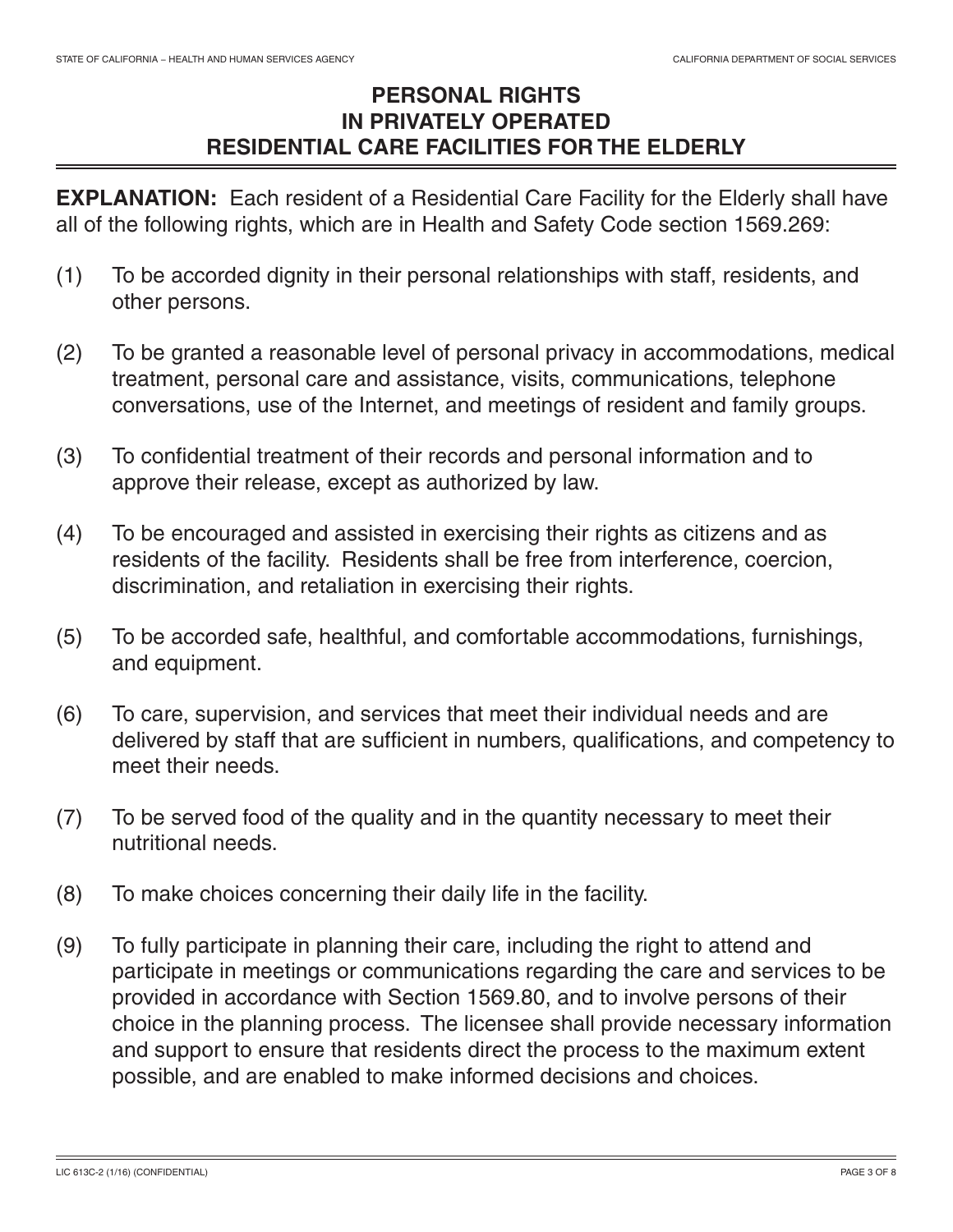# PERSONAL RIGHTS IN PRIVATELY OPERATED RESIDENTIAL CARE FACILITIES FOR THE ELDERLY

**EXPLANATION:** Each resident of a Residential Care Facility for the Elderly shall have all of the following rights, which are in Health and Safety Code section 1569.269:

(1) To be accorded dignity in their personal relationships with staff, residents, and other persons.

(2) To be granted a reasonable level of personal privacy in accommodations, medical treatment, personal care and assistance, visits, communications, telephone conversations, use of the Internet, and meetings of resident and family groups.

(3) To confidential treatment of their records and personal information and to approve their release, except as authorized by law.

(4) To be encouraged and assisted in exercising their rights as citizens and as residents of the facility. Residents shall be free from interference, coercion, discrimination, and retaliation in exercising their rights.

(5) To be accorded safe, healthful, and comfortable accommodations, furnishings, and equipment.

(6) To care, supervision, and services that meet their individual needs and are delivered by staff that are sufficient in numbers, qualifications, and competency to meet their needs.

(7) To be served food of the quality and in the quantity necessary to meet their nutritional needs.

(8) To make choices concerning their daily life in the facility.

(9) To fully participate in planning their care, including the right to attend and participate in meetings or communications regarding the care and services to be provided in accordance with Section 1569.80, and to involve persons of their choice in the planning process. The licensee shall provide necessary information and support to ensure that residents direct the process to the maximum extent possible, and are enabled to make informed decisions and choices.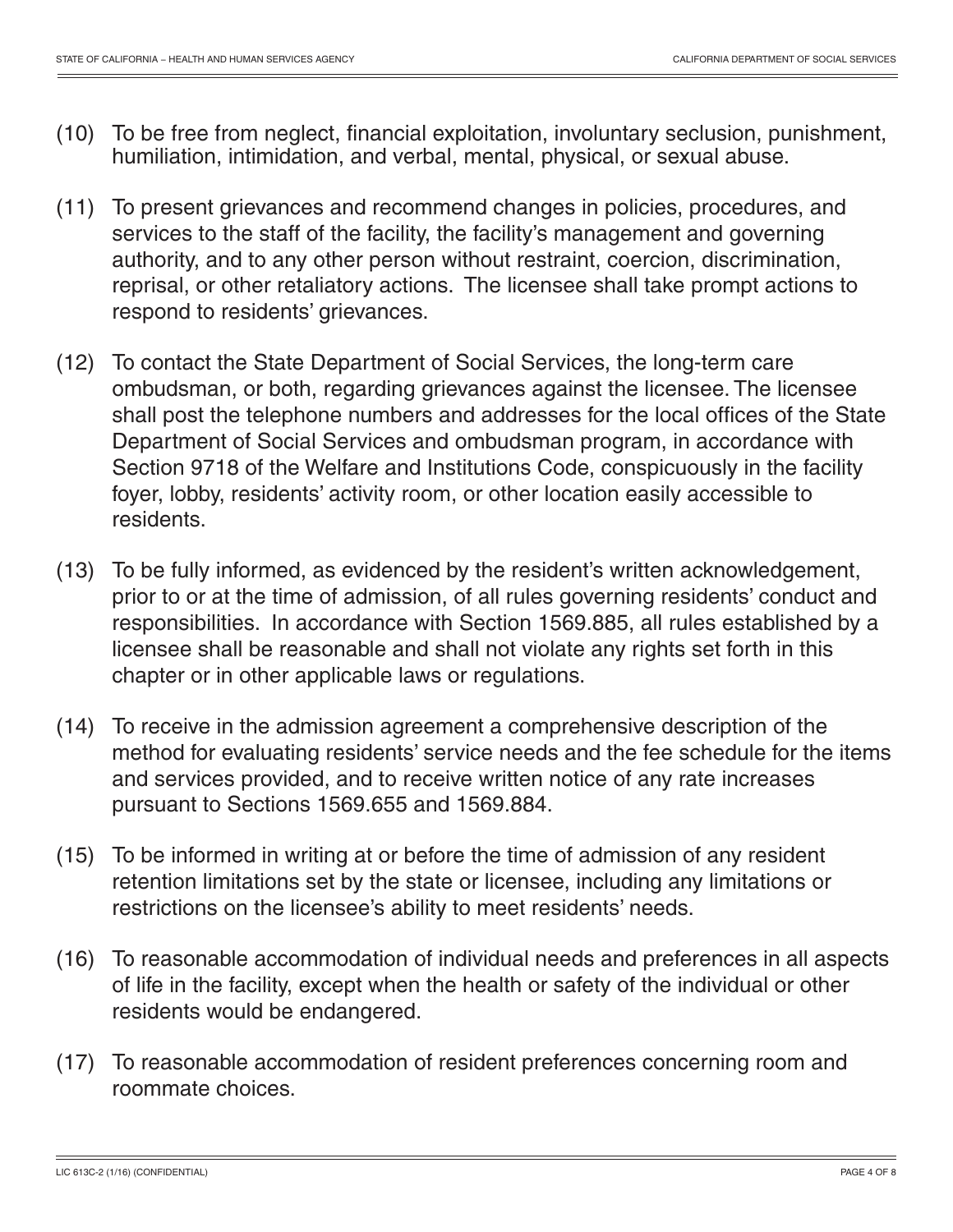(10) To be free from neglect, financial exploitation, involuntary seclusion, punishment, humiliation, intimidation, and verbal, mental, physical, or sexual abuse.

(11) To present grievances and recommend changes in policies, procedures, and services to the staff of the facility, the facility's management and governing authority, and to any other person without restraint, coercion, discrimination, reprisal, or other retaliatory actions. The licensee shall take prompt actions to respond to residents' grievances.

(12) To contact the State Department of Social Services, the long-term care ombudsman, or both, regarding grievances against the licensee. The licensee shall post the telephone numbers and addresses for the local offices of the State Department of Social Services and ombudsman program, in accordance with Section 9718 of the Welfare and Institutions Code, conspicuously in the facility foyer, lobby, residents' activity room, or other location easily accessible to residents.

(13) To be fully informed, as evidenced by the resident's written acknowledgement, prior to or at the time of admission, of all rules governing residents' conduct and responsibilities. In accordance with Section 1569.885, all rules established by a licensee shall be reasonable and shall not violate any rights set forth in this chapter or in other applicable laws or regulations.

(14) To receive in the admission agreement a comprehensive description of the method for evaluating residents' service needs and the fee schedule for the items and services provided, and to receive written notice of any rate increases pursuant to Sections 1569.655 and 1569.884.

(15) To be informed in writing at or before the time of admission of any resident retention limitations set by the state or licensee, including any limitations or restrictions on the licensee's ability to meet residents' needs.

(16) To reasonable accommodation of individual needs and preferences in all aspects of life in the facility, except when the health or safety of the individual or other residents would be endangered.

(17) To reasonable accommodation of resident preferences concerning room and roommate choices.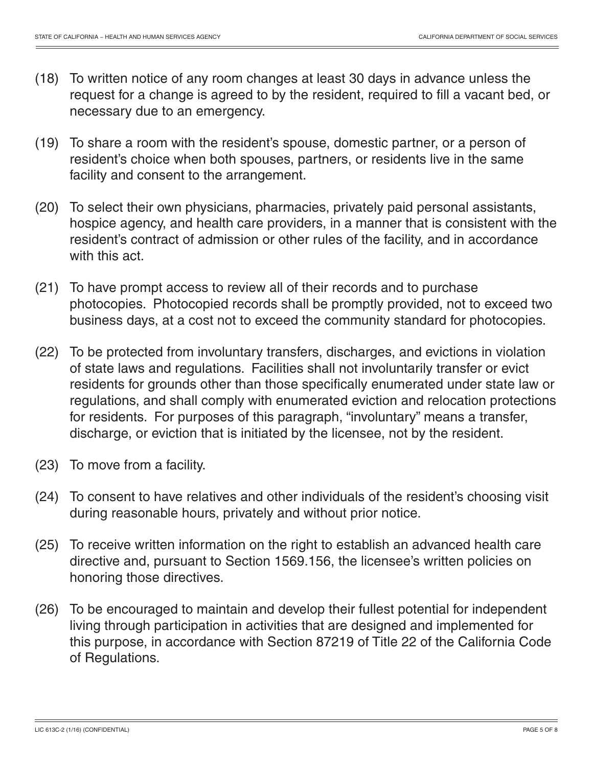(18) To written notice of any room changes at least 30 days in advance unless the request for a change is agreed to by the resident, required to fill a vacant bed, or necessary due to an emergency.

(19) To share a room with the resident's spouse, domestic partner, or a person of resident's choice when both spouses, partners, or residents live in the same facility and consent to the arrangement.

(20) To select their own physicians, pharmacies, privately paid personal assistants, hospice agency, and health care providers, in a manner that is consistent with the resident's contract of admission or other rules of the facility, and in accordance with this act.

(21) To have prompt access to review all of their records and to purchase photocopies. Photocopied records shall be promptly provided, not to exceed two business days, at a cost not to exceed the community standard for photocopies.

(22) To be protected from involuntary transfers, discharges, and evictions in violation of state laws and regulations. Facilities shall not involuntarily transfer or evict residents for grounds other than those specifically enumerated under state law or regulations, and shall comply with enumerated eviction and relocation protections for residents. For purposes of this paragraph, "involuntary" means a transfer, discharge, or eviction that is initiated by the licensee, not by the resident.

(23) To move from a facility.

(24) To consent to have relatives and other individuals of the resident's choosing visit during reasonable hours, privately and without prior notice.

(25) To receive written information on the right to establish an advanced health care directive and, pursuant to Section 1569.156, the licensee's written policies on honoring those directives.

(26) To be encouraged to maintain and develop their fullest potential for independent living through participation in activities that are designed and implemented for this purpose, in accordance with Section 87219 of Title 22 of the California Code of Regulations.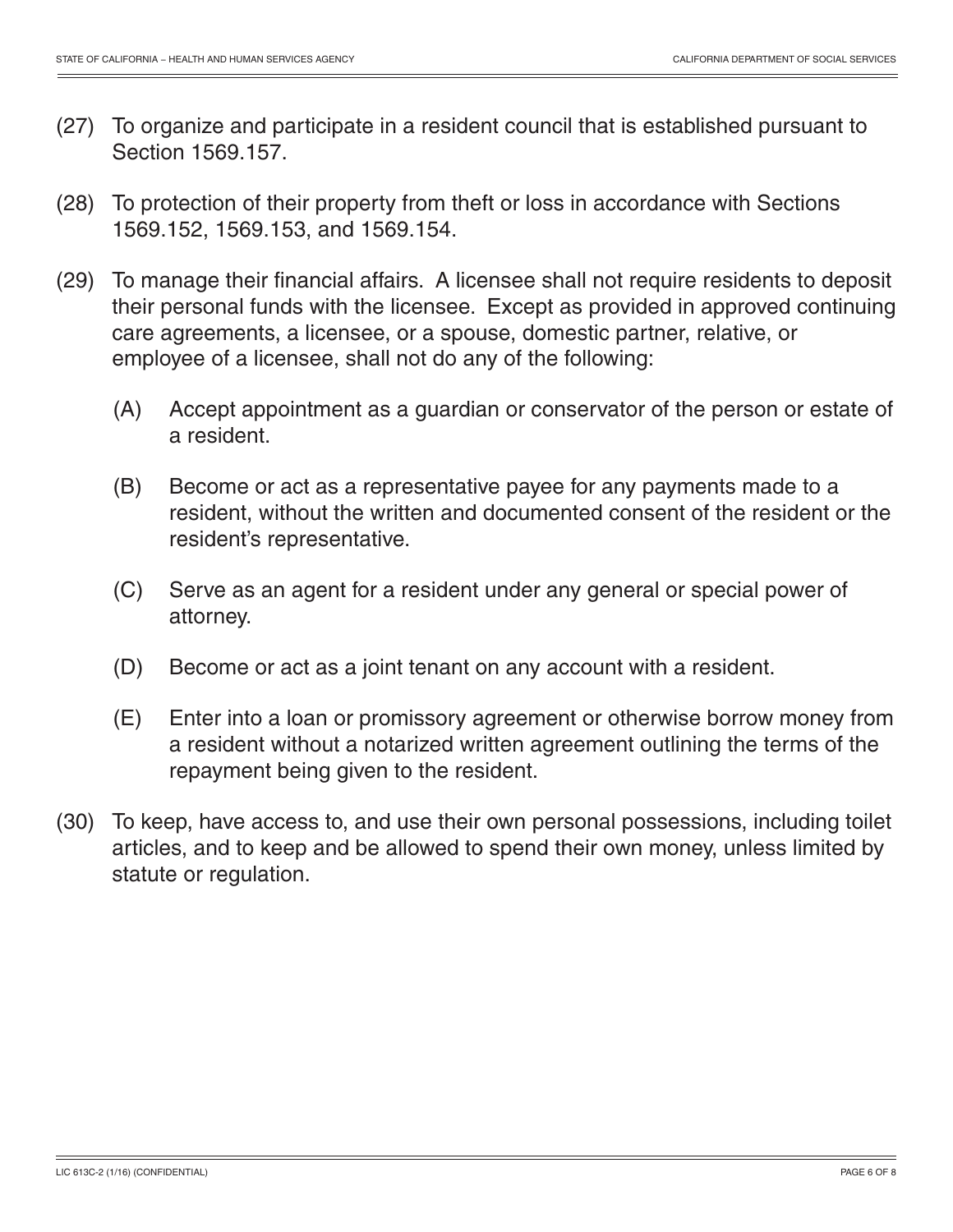(27) To organize and participate in a resident council that is established pursuant to Section 1569.157.

(28) To protection of their property from theft or loss in accordance with Sections 1569.152, 1569.153, and 1569.154.

(29) To manage their financial affairs. A licensee shall not require residents to deposit their personal funds with the licensee. Except as provided in approved continuing care agreements, a licensee, or a spouse, domestic partner, relative, or employee of a licensee, shall not do any of the following:

  (A) Accept appointment as a guardian or conservator of the person or estate of a resident.

  (B) Become or act as a representative payee for any payments made to a resident, without the written and documented consent of the resident or the resident's representative.

  (C) Serve as an agent for a resident under any general or special power of attorney.

  (D) Become or act as a joint tenant on any account with a resident.

  (E) Enter into a loan or promissory agreement or otherwise borrow money from a resident without a notarized written agreement outlining the terms of the repayment being given to the resident.

(30) To keep, have access to, and use their own personal possessions, including toilet articles, and to keep and be allowed to spend their own money, unless limited by statute or regulation.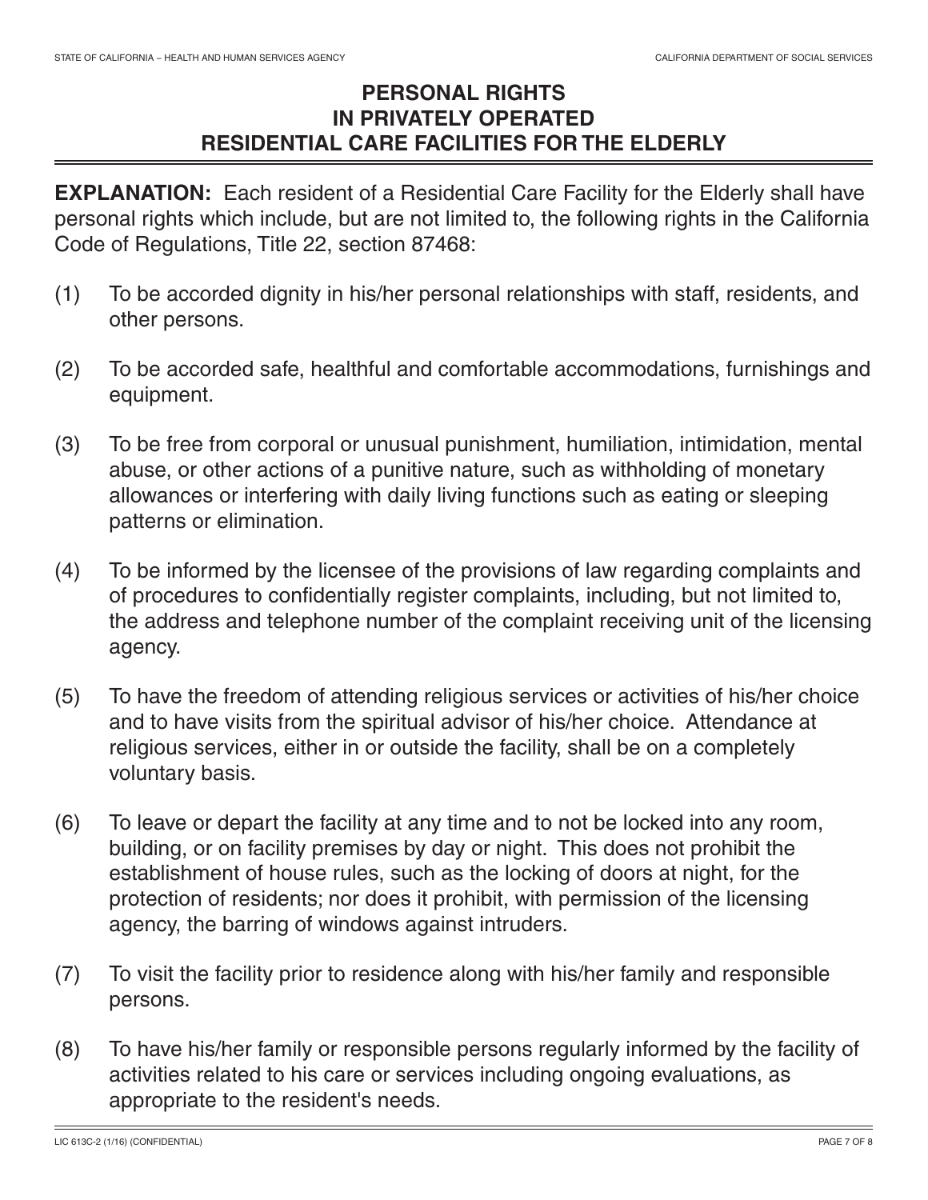# PERSONAL RIGHTS IN PRIVATELY OPERATED RESIDENTIAL CARE FACILITIES FOR THE ELDERLY

**EXPLANATION:** Each resident of a Residential Care Facility for the Elderly shall have personal rights which include, but are not limited to, the following rights in the California Code of Regulations, Title 22, section 87468:

(1) To be accorded dignity in his/her personal relationships with staff, residents, and other persons.

(2) To be accorded safe, healthful and comfortable accommodations, furnishings and equipment.

(3) To be free from corporal or unusual punishment, humiliation, intimidation, mental abuse, or other actions of a punitive nature, such as withholding of monetary allowances or interfering with daily living functions such as eating or sleeping patterns or elimination.

(4) To be informed by the licensee of the provisions of law regarding complaints and of procedures to confidentially register complaints, including, but not limited to, the address and telephone number of the complaint receiving unit of the licensing agency.

(5) To have the freedom of attending religious services or activities of his/her choice and to have visits from the spiritual advisor of his/her choice. Attendance at religious services, either in or outside the facility, shall be on a completely voluntary basis.

(6) To leave or depart the facility at any time and to not be locked into any room, building, or on facility premises by day or night. This does not prohibit the establishment of house rules, such as the locking of doors at night, for the protection of residents; nor does it prohibit, with permission of the licensing agency, the barring of windows against intruders.

(7) To visit the facility prior to residence along with his/her family and responsible persons.

(8) To have his/her family or responsible persons regularly informed by the facility of activities related to his care or services including ongoing evaluations, as appropriate to the resident's needs.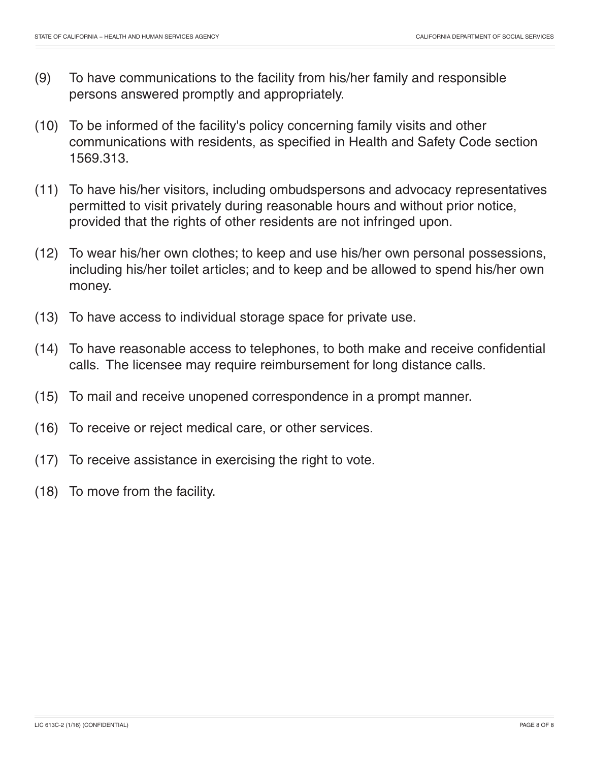(9) To have communications to the facility from his/her family and responsible persons answered promptly and appropriately.

(10) To be informed of the facility's policy concerning family visits and other communications with residents, as specified in Health and Safety Code section 1569.313.

(11) To have his/her visitors, including ombudspersons and advocacy representatives permitted to visit privately during reasonable hours and without prior notice, provided that the rights of other residents are not infringed upon.

(12) To wear his/her own clothes; to keep and use his/her own personal possessions, including his/her toilet articles; and to keep and be allowed to spend his/her own money.

(13) To have access to individual storage space for private use.

(14) To have reasonable access to telephones, to both make and receive confidential calls. The licensee may require reimbursement for long distance calls.

(15) To mail and receive unopened correspondence in a prompt manner.

(16) To receive or reject medical care, or other services.

(17) To receive assistance in exercising the right to vote.

(18) To move from the facility.